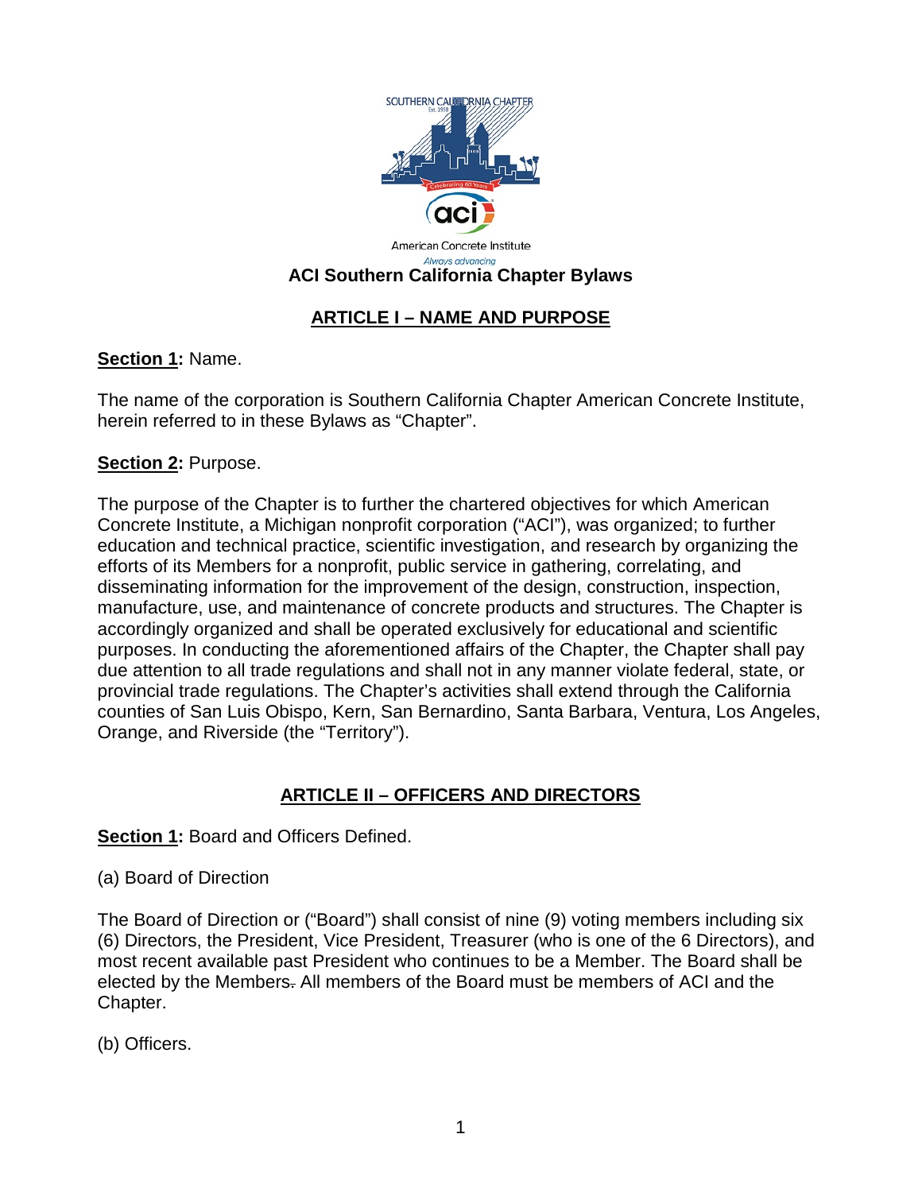# ACI Southern California Chapter Bylaws

## ARTICLE I – NAME AND PURPOSE

**Section 1:** Name.

The name of the corporation is Southern California Chapter American Concrete Institute, herein referred to in these Bylaws as "Chapter".

**Section 2:** Purpose.

The purpose of the Chapter is to further the chartered objectives for which American Concrete Institute, a Michigan nonprofit corporation ("ACI"), was organized; to further education and technical practice, scientific investigation, and research by organizing the efforts of its Members for a nonprofit, public service in gathering, correlating, and disseminating information for the improvement of the design, construction, inspection, manufacture, use, and maintenance of concrete products and structures. The Chapter is accordingly organized and shall be operated exclusively for educational and scientific purposes. In conducting the aforementioned affairs of the Chapter, the Chapter shall pay due attention to all trade regulations and shall not in any manner violate federal, state, or provincial trade regulations. The Chapter's activities shall extend through the California counties of San Luis Obispo, Kern, San Bernardino, Santa Barbara, Ventura, Los Angeles, Orange, and Riverside (the "Territory").

## ARTICLE II – OFFICERS AND DIRECTORS

**Section 1:** Board and Officers Defined.

(a) Board of Direction

The Board of Direction or ("Board") shall consist of nine (9) voting members including six (6) Directors, the President, Vice President, Treasurer (who is one of the 6 Directors), and most recent available past President who continues to be a Member. The Board shall be elected by the Members. All members of the Board must be members of ACI and the Chapter.

(b) Officers.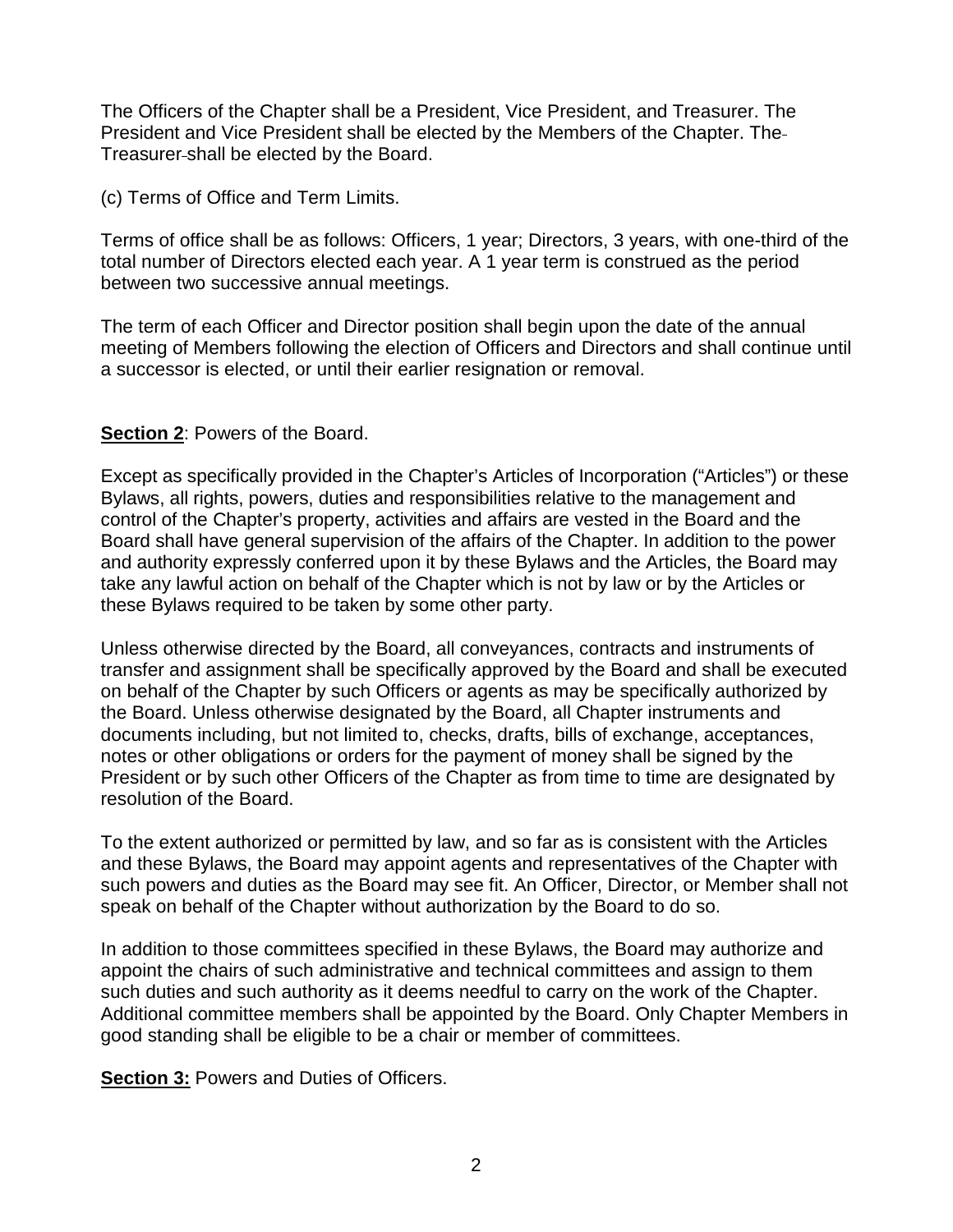The Officers of the Chapter shall be a President, Vice President, and Treasurer. The President and Vice President shall be elected by the Members of the Chapter. The Treasurer shall be elected by the Board.

(c) Terms of Office and Term Limits.

Terms of office shall be as follows: Officers, 1 year; Directors, 3 years, with one-third of the total number of Directors elected each year. A 1 year term is construed as the period between two successive annual meetings.

The term of each Officer and Director position shall begin upon the date of the annual meeting of Members following the election of Officers and Directors and shall continue until a successor is elected, or until their earlier resignation or removal.

**Section 2**: Powers of the Board.

Except as specifically provided in the Chapter's Articles of Incorporation ("Articles") or these Bylaws, all rights, powers, duties and responsibilities relative to the management and control of the Chapter's property, activities and affairs are vested in the Board and the Board shall have general supervision of the affairs of the Chapter. In addition to the power and authority expressly conferred upon it by these Bylaws and the Articles, the Board may take any lawful action on behalf of the Chapter which is not by law or by the Articles or these Bylaws required to be taken by some other party.

Unless otherwise directed by the Board, all conveyances, contracts and instruments of transfer and assignment shall be specifically approved by the Board and shall be executed on behalf of the Chapter by such Officers or agents as may be specifically authorized by the Board. Unless otherwise designated by the Board, all Chapter instruments and documents including, but not limited to, checks, drafts, bills of exchange, acceptances, notes or other obligations or orders for the payment of money shall be signed by the President or by such other Officers of the Chapter as from time to time are designated by resolution of the Board.

To the extent authorized or permitted by law, and so far as is consistent with the Articles and these Bylaws, the Board may appoint agents and representatives of the Chapter with such powers and duties as the Board may see fit. An Officer, Director, or Member shall not speak on behalf of the Chapter without authorization by the Board to do so.

In addition to those committees specified in these Bylaws, the Board may authorize and appoint the chairs of such administrative and technical committees and assign to them such duties and such authority as it deems needful to carry on the work of the Chapter. Additional committee members shall be appointed by the Board. Only Chapter Members in good standing shall be eligible to be a chair or member of committees.

**Section 3:** Powers and Duties of Officers.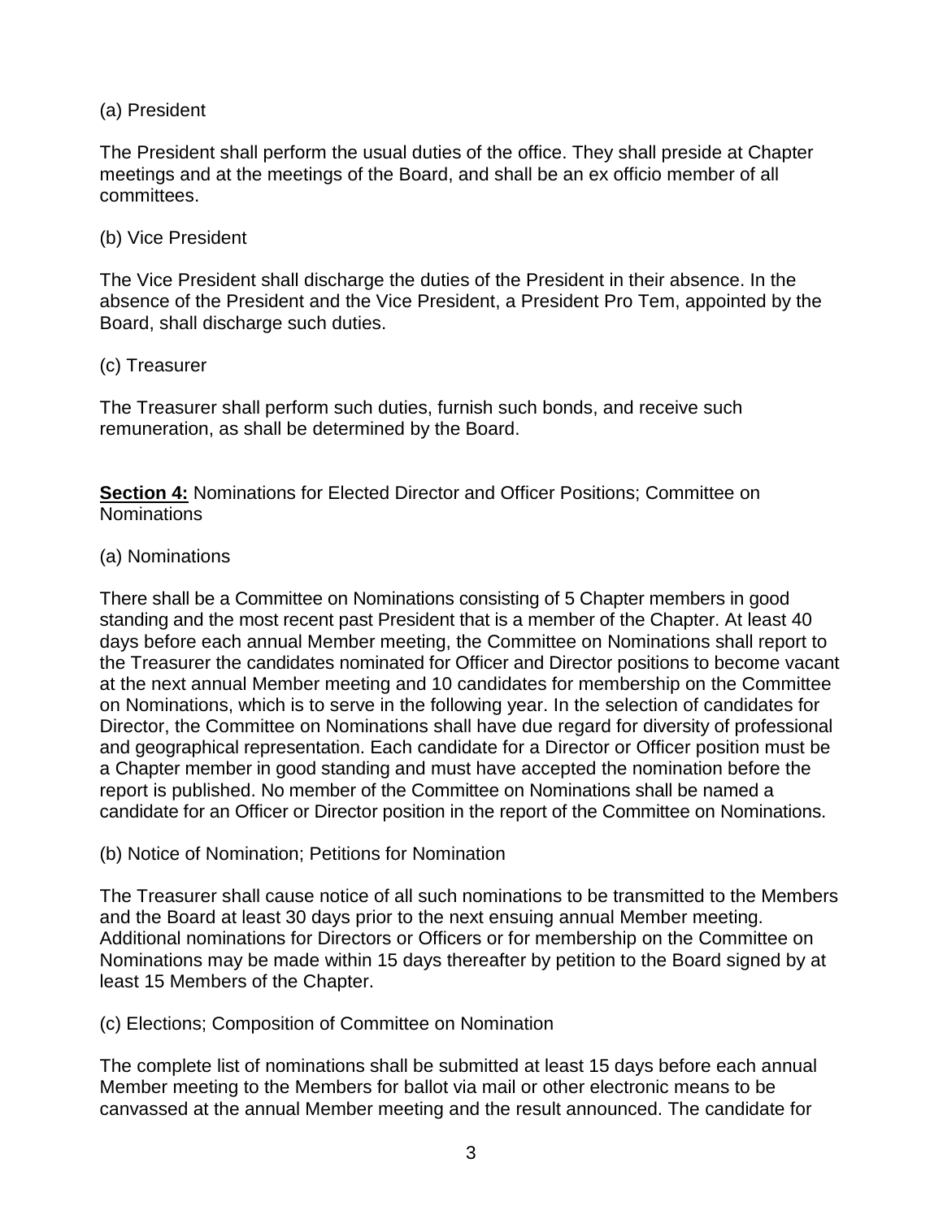(a) President

The President shall perform the usual duties of the office. They shall preside at Chapter meetings and at the meetings of the Board, and shall be an ex officio member of all committees.

(b) Vice President

The Vice President shall discharge the duties of the President in their absence. In the absence of the President and the Vice President, a President Pro Tem, appointed by the Board, shall discharge such duties.

(c) Treasurer

The Treasurer shall perform such duties, furnish such bonds, and receive such remuneration, as shall be determined by the Board.

**Section 4:** Nominations for Elected Director and Officer Positions; Committee on Nominations

(a) Nominations

There shall be a Committee on Nominations consisting of 5 Chapter members in good standing and the most recent past President that is a member of the Chapter. At least 40 days before each annual Member meeting, the Committee on Nominations shall report to the Treasurer the candidates nominated for Officer and Director positions to become vacant at the next annual Member meeting and 10 candidates for membership on the Committee on Nominations, which is to serve in the following year. In the selection of candidates for Director, the Committee on Nominations shall have due regard for diversity of professional and geographical representation. Each candidate for a Director or Officer position must be a Chapter member in good standing and must have accepted the nomination before the report is published. No member of the Committee on Nominations shall be named a candidate for an Officer or Director position in the report of the Committee on Nominations.

(b) Notice of Nomination; Petitions for Nomination

The Treasurer shall cause notice of all such nominations to be transmitted to the Members and the Board at least 30 days prior to the next ensuing annual Member meeting. Additional nominations for Directors or Officers or for membership on the Committee on Nominations may be made within 15 days thereafter by petition to the Board signed by at least 15 Members of the Chapter.

(c) Elections; Composition of Committee on Nomination

The complete list of nominations shall be submitted at least 15 days before each annual Member meeting to the Members for ballot via mail or other electronic means to be canvassed at the annual Member meeting and the result announced. The candidate for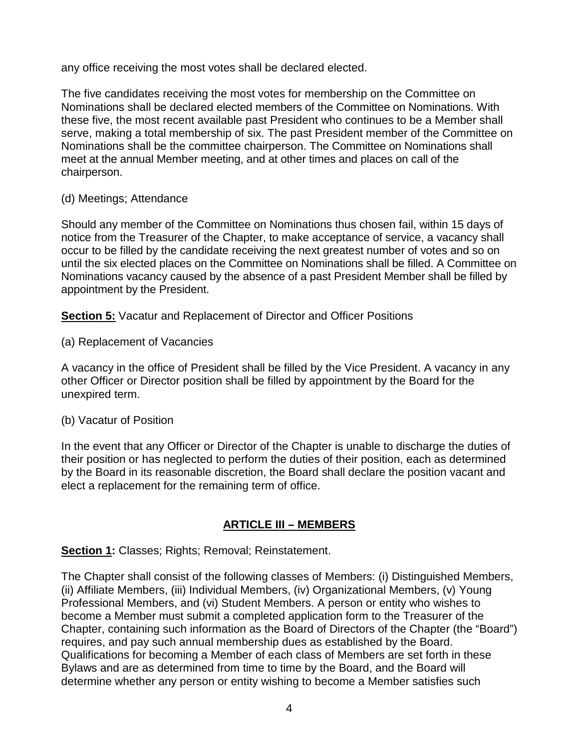any office receiving the most votes shall be declared elected.

The five candidates receiving the most votes for membership on the Committee on Nominations shall be declared elected members of the Committee on Nominations. With these five, the most recent available past President who continues to be a Member shall serve, making a total membership of six. The past President member of the Committee on Nominations shall be the committee chairperson. The Committee on Nominations shall meet at the annual Member meeting, and at other times and places on call of the chairperson.

(d) Meetings; Attendance

Should any member of the Committee on Nominations thus chosen fail, within 15 days of notice from the Treasurer of the Chapter, to make acceptance of service, a vacancy shall occur to be filled by the candidate receiving the next greatest number of votes and so on until the six elected places on the Committee on Nominations shall be filled. A Committee on Nominations vacancy caused by the absence of a past President Member shall be filled by appointment by the President.

**Section 5:** Vacatur and Replacement of Director and Officer Positions

(a) Replacement of Vacancies

A vacancy in the office of President shall be filled by the Vice President. A vacancy in any other Officer or Director position shall be filled by appointment by the Board for the unexpired term.

(b) Vacatur of Position

In the event that any Officer or Director of the Chapter is unable to discharge the duties of their position or has neglected to perform the duties of their position, each as determined by the Board in its reasonable discretion, the Board shall declare the position vacant and elect a replacement for the remaining term of office.

## ARTICLE III – MEMBERS

**Section 1:** Classes; Rights; Removal; Reinstatement.

The Chapter shall consist of the following classes of Members: (i) Distinguished Members, (ii) Affiliate Members, (iii) Individual Members, (iv) Organizational Members, (v) Young Professional Members, and (vi) Student Members. A person or entity who wishes to become a Member must submit a completed application form to the Treasurer of the Chapter, containing such information as the Board of Directors of the Chapter (the "Board") requires, and pay such annual membership dues as established by the Board. Qualifications for becoming a Member of each class of Members are set forth in these Bylaws and are as determined from time to time by the Board, and the Board will determine whether any person or entity wishing to become a Member satisfies such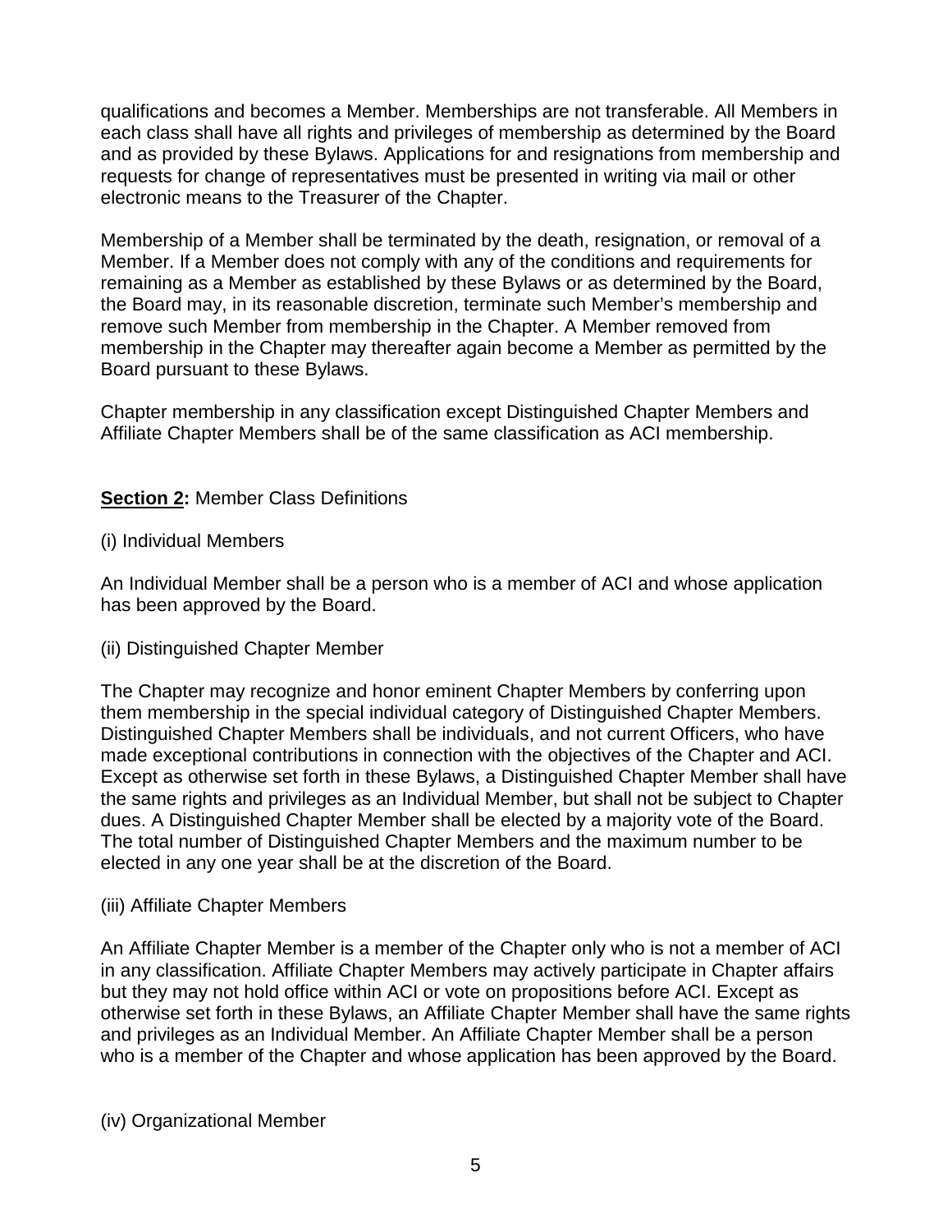qualifications and becomes a Member. Memberships are not transferable. All Members in each class shall have all rights and privileges of membership as determined by the Board and as provided by these Bylaws. Applications for and resignations from membership and requests for change of representatives must be presented in writing via mail or other electronic means to the Treasurer of the Chapter.

Membership of a Member shall be terminated by the death, resignation, or removal of a Member. If a Member does not comply with any of the conditions and requirements for remaining as a Member as established by these Bylaws or as determined by the Board, the Board may, in its reasonable discretion, terminate such Member's membership and remove such Member from membership in the Chapter. A Member removed from membership in the Chapter may thereafter again become a Member as permitted by the Board pursuant to these Bylaws.

Chapter membership in any classification except Distinguished Chapter Members and Affiliate Chapter Members shall be of the same classification as ACI membership.

**Section 2:** Member Class Definitions

(i) Individual Members

An Individual Member shall be a person who is a member of ACI and whose application has been approved by the Board.

(ii) Distinguished Chapter Member

The Chapter may recognize and honor eminent Chapter Members by conferring upon them membership in the special individual category of Distinguished Chapter Members. Distinguished Chapter Members shall be individuals, and not current Officers, who have made exceptional contributions in connection with the objectives of the Chapter and ACI. Except as otherwise set forth in these Bylaws, a Distinguished Chapter Member shall have the same rights and privileges as an Individual Member, but shall not be subject to Chapter dues. A Distinguished Chapter Member shall be elected by a majority vote of the Board. The total number of Distinguished Chapter Members and the maximum number to be elected in any one year shall be at the discretion of the Board.

(iii) Affiliate Chapter Members

An Affiliate Chapter Member is a member of the Chapter only who is not a member of ACI in any classification. Affiliate Chapter Members may actively participate in Chapter affairs but they may not hold office within ACI or vote on propositions before ACI. Except as otherwise set forth in these Bylaws, an Affiliate Chapter Member shall have the same rights and privileges as an Individual Member. An Affiliate Chapter Member shall be a person who is a member of the Chapter and whose application has been approved by the Board.

(iv) Organizational Member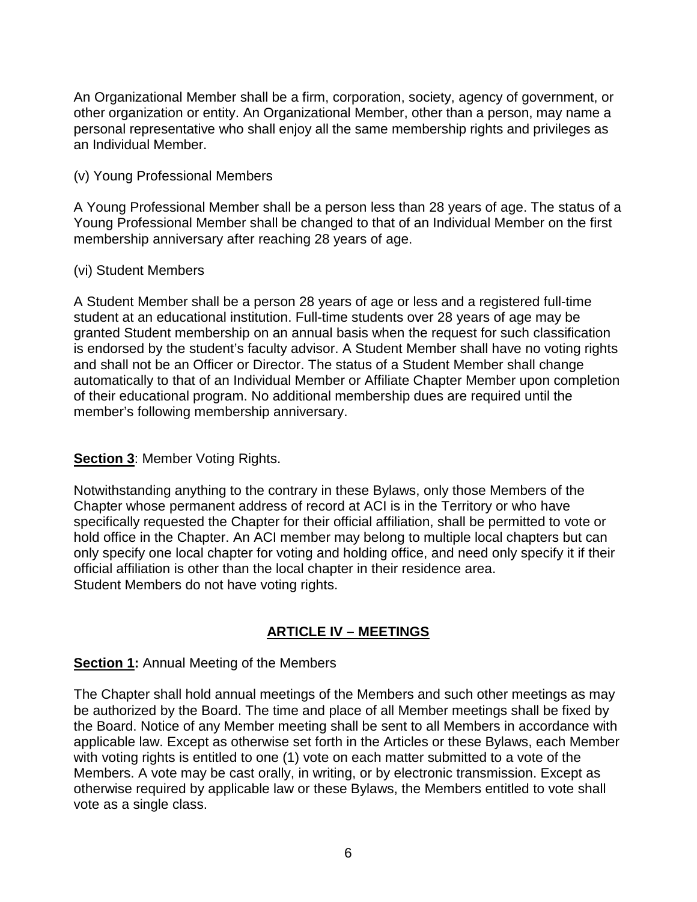An Organizational Member shall be a firm, corporation, society, agency of government, or other organization or entity. An Organizational Member, other than a person, may name a personal representative who shall enjoy all the same membership rights and privileges as an Individual Member.

(v) Young Professional Members

A Young Professional Member shall be a person less than 28 years of age. The status of a Young Professional Member shall be changed to that of an Individual Member on the first membership anniversary after reaching 28 years of age.

(vi) Student Members

A Student Member shall be a person 28 years of age or less and a registered full-time student at an educational institution. Full-time students over 28 years of age may be granted Student membership on an annual basis when the request for such classification is endorsed by the student's faculty advisor. A Student Member shall have no voting rights and shall not be an Officer or Director. The status of a Student Member shall change automatically to that of an Individual Member or Affiliate Chapter Member upon completion of their educational program. No additional membership dues are required until the member's following membership anniversary.

**Section 3**: Member Voting Rights.

Notwithstanding anything to the contrary in these Bylaws, only those Members of the Chapter whose permanent address of record at ACI is in the Territory or who have specifically requested the Chapter for their official affiliation, shall be permitted to vote or hold office in the Chapter. An ACI member may belong to multiple local chapters but can only specify one local chapter for voting and holding office, and need only specify it if their official affiliation is other than the local chapter in their residence area.
Student Members do not have voting rights.

## ARTICLE IV – MEETINGS

**Section 1:** Annual Meeting of the Members

The Chapter shall hold annual meetings of the Members and such other meetings as may be authorized by the Board. The time and place of all Member meetings shall be fixed by the Board. Notice of any Member meeting shall be sent to all Members in accordance with applicable law. Except as otherwise set forth in the Articles or these Bylaws, each Member with voting rights is entitled to one (1) vote on each matter submitted to a vote of the Members. A vote may be cast orally, in writing, or by electronic transmission. Except as otherwise required by applicable law or these Bylaws, the Members entitled to vote shall vote as a single class.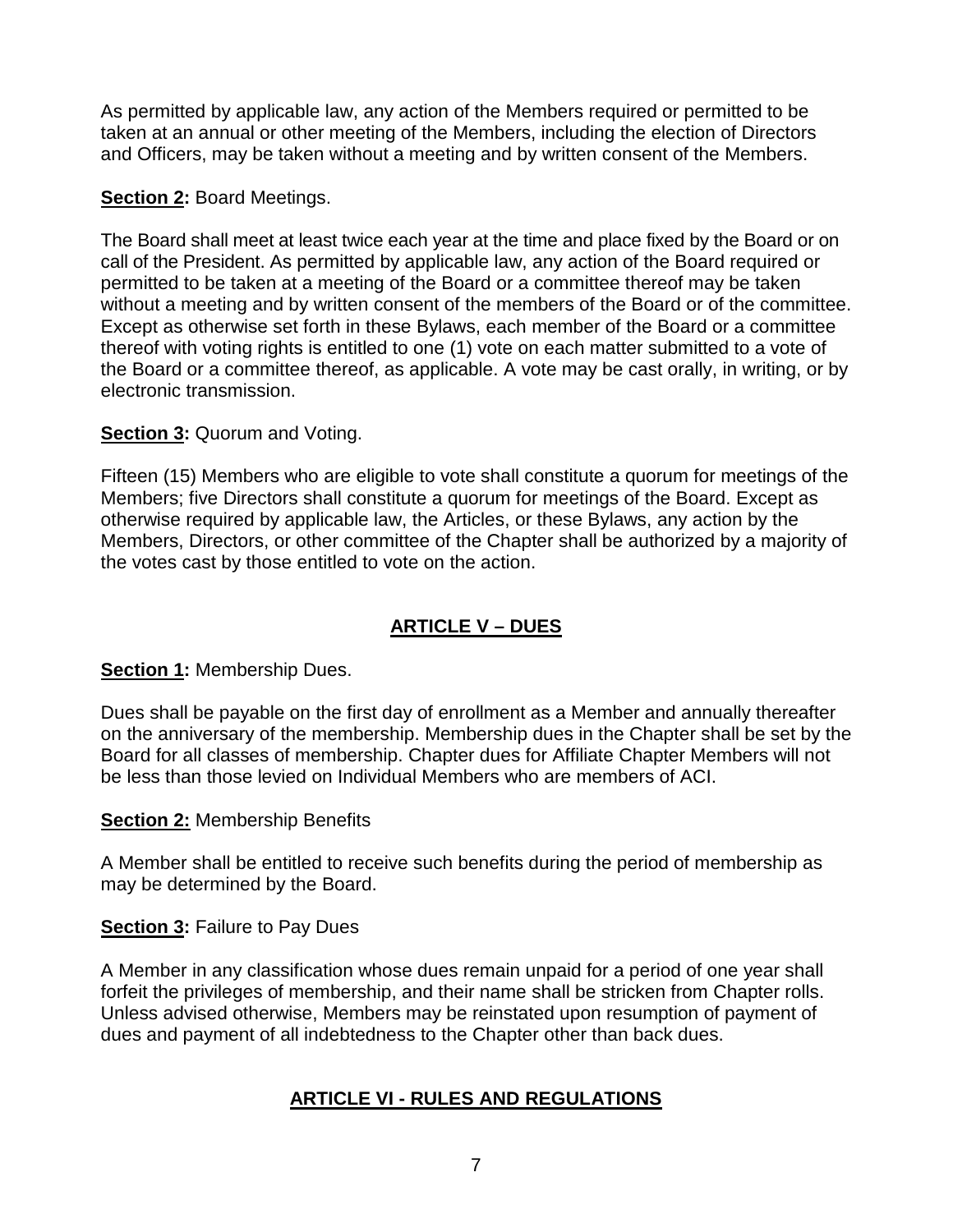As permitted by applicable law, any action of the Members required or permitted to be taken at an annual or other meeting of the Members, including the election of Directors and Officers, may be taken without a meeting and by written consent of the Members.

**Section 2:** Board Meetings.

The Board shall meet at least twice each year at the time and place fixed by the Board or on call of the President. As permitted by applicable law, any action of the Board required or permitted to be taken at a meeting of the Board or a committee thereof may be taken without a meeting and by written consent of the members of the Board or of the committee. Except as otherwise set forth in these Bylaws, each member of the Board or a committee thereof with voting rights is entitled to one (1) vote on each matter submitted to a vote of the Board or a committee thereof, as applicable. A vote may be cast orally, in writing, or by electronic transmission.

**Section 3:** Quorum and Voting.

Fifteen (15) Members who are eligible to vote shall constitute a quorum for meetings of the Members; five Directors shall constitute a quorum for meetings of the Board. Except as otherwise required by applicable law, the Articles, or these Bylaws, any action by the Members, Directors, or other committee of the Chapter shall be authorized by a majority of the votes cast by those entitled to vote on the action.

## ARTICLE V – DUES

**Section 1:** Membership Dues.

Dues shall be payable on the first day of enrollment as a Member and annually thereafter on the anniversary of the membership. Membership dues in the Chapter shall be set by the Board for all classes of membership. Chapter dues for Affiliate Chapter Members will not be less than those levied on Individual Members who are members of ACI.

**Section 2:** Membership Benefits

A Member shall be entitled to receive such benefits during the period of membership as may be determined by the Board.

**Section 3:** Failure to Pay Dues

A Member in any classification whose dues remain unpaid for a period of one year shall forfeit the privileges of membership, and their name shall be stricken from Chapter rolls. Unless advised otherwise, Members may be reinstated upon resumption of payment of dues and payment of all indebtedness to the Chapter other than back dues.

## ARTICLE VI - RULES AND REGULATIONS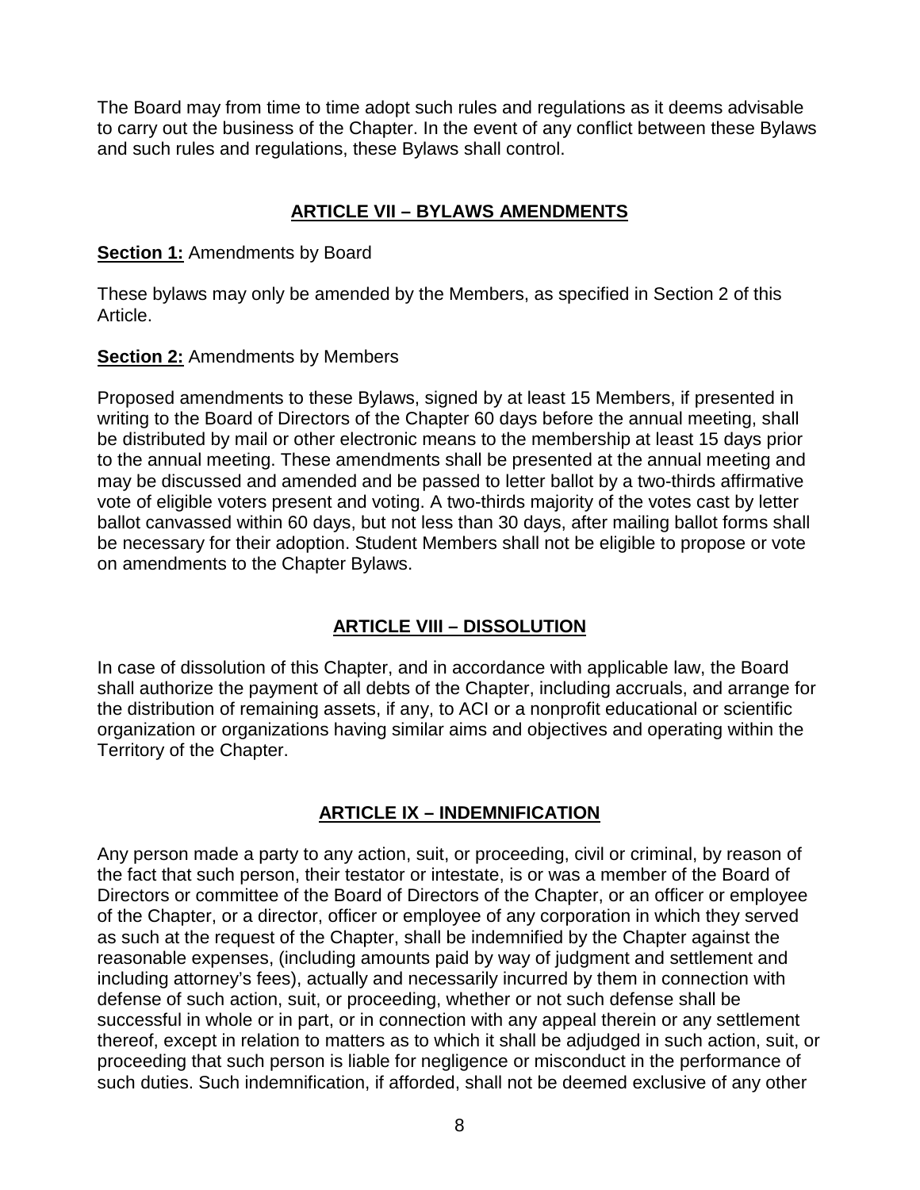The Board may from time to time adopt such rules and regulations as it deems advisable to carry out the business of the Chapter. In the event of any conflict between these Bylaws and such rules and regulations, these Bylaws shall control.

## ARTICLE VII – BYLAWS AMENDMENTS

**Section 1:** Amendments by Board

These bylaws may only be amended by the Members, as specified in Section 2 of this Article.

**Section 2:** Amendments by Members

Proposed amendments to these Bylaws, signed by at least 15 Members, if presented in writing to the Board of Directors of the Chapter 60 days before the annual meeting, shall be distributed by mail or other electronic means to the membership at least 15 days prior to the annual meeting. These amendments shall be presented at the annual meeting and may be discussed and amended and be passed to letter ballot by a two-thirds affirmative vote of eligible voters present and voting. A two-thirds majority of the votes cast by letter ballot canvassed within 60 days, but not less than 30 days, after mailing ballot forms shall be necessary for their adoption. Student Members shall not be eligible to propose or vote on amendments to the Chapter Bylaws.

## ARTICLE VIII – DISSOLUTION

In case of dissolution of this Chapter, and in accordance with applicable law, the Board shall authorize the payment of all debts of the Chapter, including accruals, and arrange for the distribution of remaining assets, if any, to ACI or a nonprofit educational or scientific organization or organizations having similar aims and objectives and operating within the Territory of the Chapter.

## ARTICLE IX – INDEMNIFICATION

Any person made a party to any action, suit, or proceeding, civil or criminal, by reason of the fact that such person, their testator or intestate, is or was a member of the Board of Directors or committee of the Board of Directors of the Chapter, or an officer or employee of the Chapter, or a director, officer or employee of any corporation in which they served as such at the request of the Chapter, shall be indemnified by the Chapter against the reasonable expenses, (including amounts paid by way of judgment and settlement and including attorney's fees), actually and necessarily incurred by them in connection with defense of such action, suit, or proceeding, whether or not such defense shall be successful in whole or in part, or in connection with any appeal therein or any settlement thereof, except in relation to matters as to which it shall be adjudged in such action, suit, or proceeding that such person is liable for negligence or misconduct in the performance of such duties. Such indemnification, if afforded, shall not be deemed exclusive of any other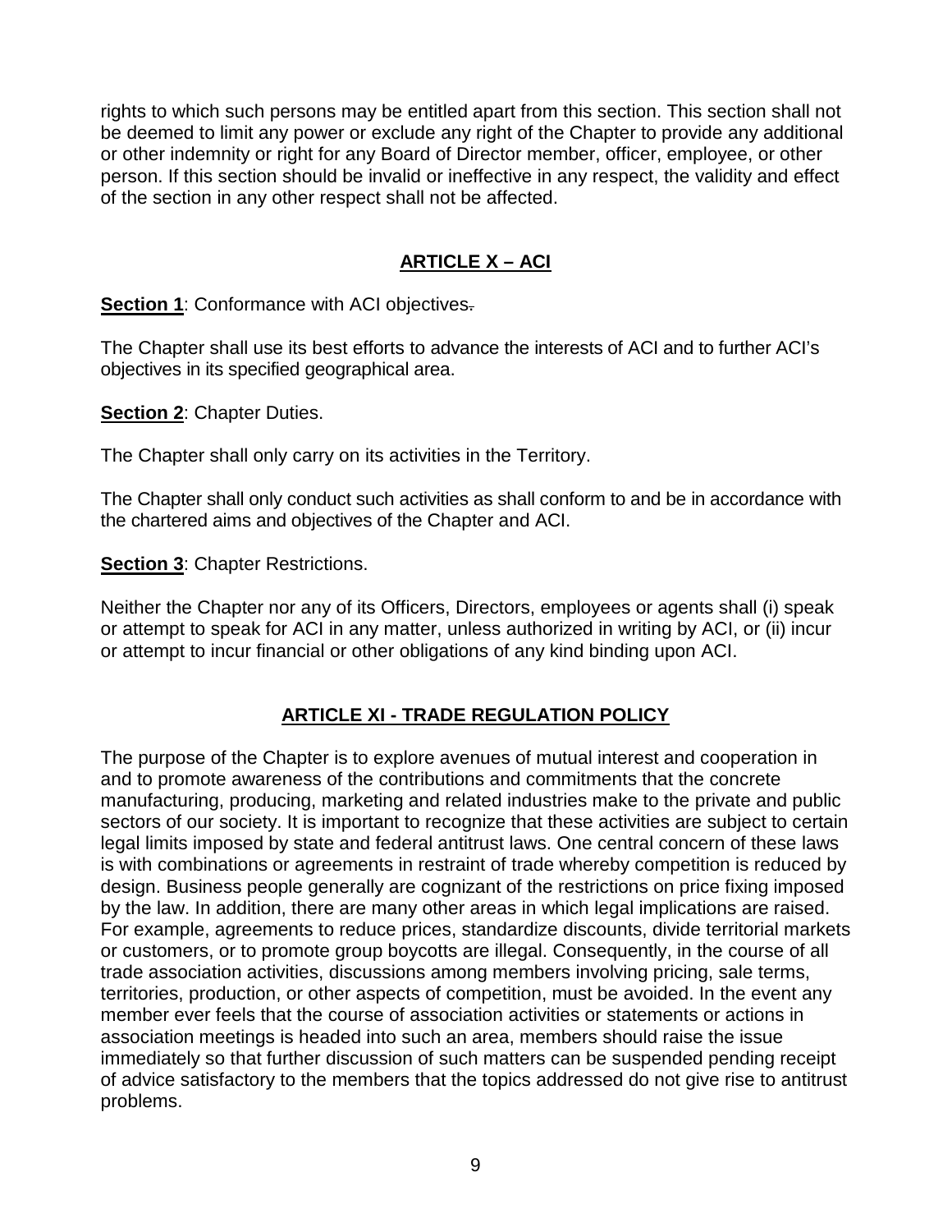rights to which such persons may be entitled apart from this section. This section shall not be deemed to limit any power or exclude any right of the Chapter to provide any additional or other indemnity or right for any Board of Director member, officer, employee, or other person. If this section should be invalid or ineffective in any respect, the validity and effect of the section in any other respect shall not be affected.

## ARTICLE X – ACI

**Section 1**: Conformance with ACI objectives.

The Chapter shall use its best efforts to advance the interests of ACI and to further ACI's objectives in its specified geographical area.

**Section 2**: Chapter Duties.

The Chapter shall only carry on its activities in the Territory.

The Chapter shall only conduct such activities as shall conform to and be in accordance with the chartered aims and objectives of the Chapter and ACI.

**Section 3**: Chapter Restrictions.

Neither the Chapter nor any of its Officers, Directors, employees or agents shall (i) speak or attempt to speak for ACI in any matter, unless authorized in writing by ACI, or (ii) incur or attempt to incur financial or other obligations of any kind binding upon ACI.

## ARTICLE XI - TRADE REGULATION POLICY

The purpose of the Chapter is to explore avenues of mutual interest and cooperation in and to promote awareness of the contributions and commitments that the concrete manufacturing, producing, marketing and related industries make to the private and public sectors of our society. It is important to recognize that these activities are subject to certain legal limits imposed by state and federal antitrust laws. One central concern of these laws is with combinations or agreements in restraint of trade whereby competition is reduced by design. Business people generally are cognizant of the restrictions on price fixing imposed by the law. In addition, there are many other areas in which legal implications are raised. For example, agreements to reduce prices, standardize discounts, divide territorial markets or customers, or to promote group boycotts are illegal. Consequently, in the course of all trade association activities, discussions among members involving pricing, sale terms, territories, production, or other aspects of competition, must be avoided. In the event any member ever feels that the course of association activities or statements or actions in association meetings is headed into such an area, members should raise the issue immediately so that further discussion of such matters can be suspended pending receipt of advice satisfactory to the members that the topics addressed do not give rise to antitrust problems.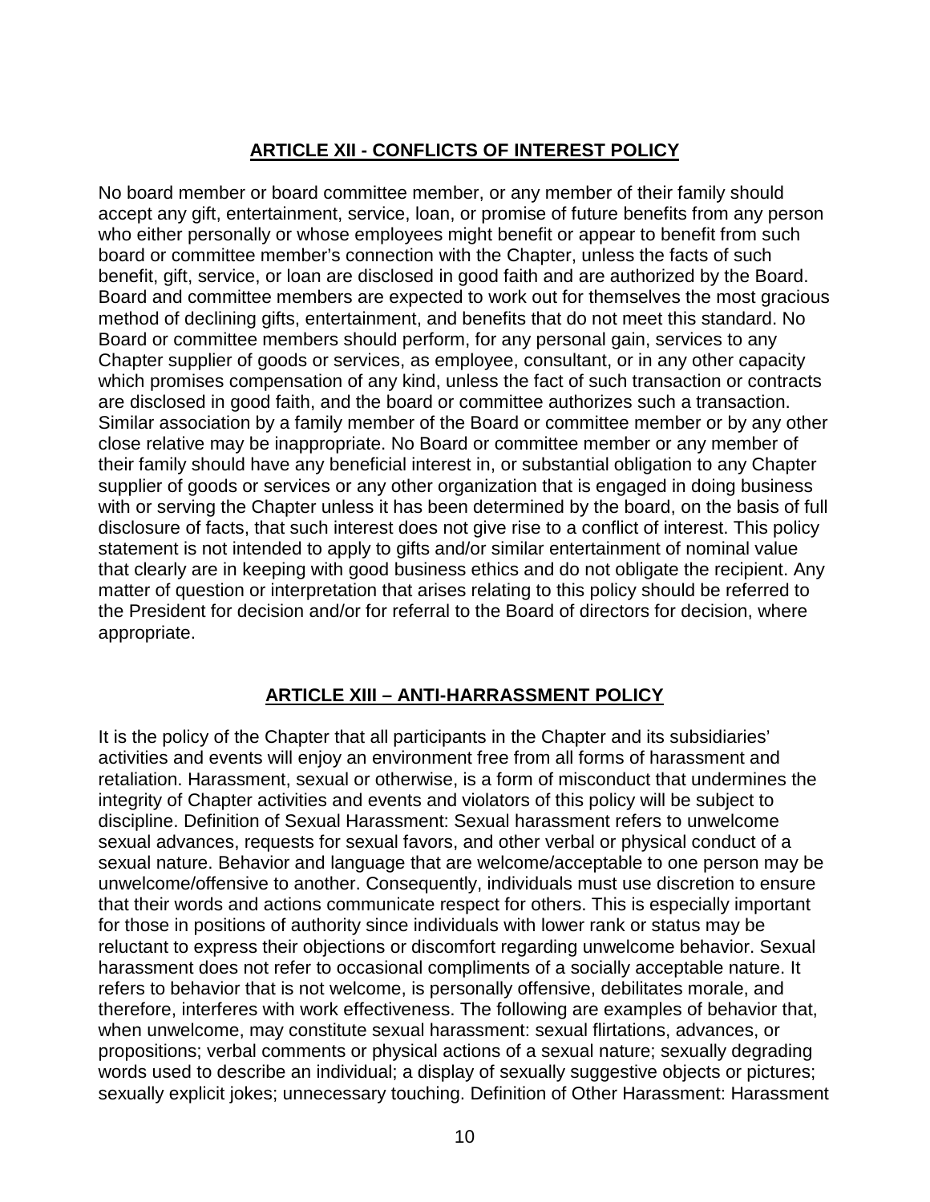## ARTICLE XII - CONFLICTS OF INTEREST POLICY

No board member or board committee member, or any member of their family should accept any gift, entertainment, service, loan, or promise of future benefits from any person who either personally or whose employees might benefit or appear to benefit from such board or committee member's connection with the Chapter, unless the facts of such benefit, gift, service, or loan are disclosed in good faith and are authorized by the Board. Board and committee members are expected to work out for themselves the most gracious method of declining gifts, entertainment, and benefits that do not meet this standard. No Board or committee members should perform, for any personal gain, services to any Chapter supplier of goods or services, as employee, consultant, or in any other capacity which promises compensation of any kind, unless the fact of such transaction or contracts are disclosed in good faith, and the board or committee authorizes such a transaction. Similar association by a family member of the Board or committee member or by any other close relative may be inappropriate. No Board or committee member or any member of their family should have any beneficial interest in, or substantial obligation to any Chapter supplier of goods or services or any other organization that is engaged in doing business with or serving the Chapter unless it has been determined by the board, on the basis of full disclosure of facts, that such interest does not give rise to a conflict of interest. This policy statement is not intended to apply to gifts and/or similar entertainment of nominal value that clearly are in keeping with good business ethics and do not obligate the recipient. Any matter of question or interpretation that arises relating to this policy should be referred to the President for decision and/or for referral to the Board of directors for decision, where appropriate.

## ARTICLE XIII – ANTI-HARRASSMENT POLICY

It is the policy of the Chapter that all participants in the Chapter and its subsidiaries' activities and events will enjoy an environment free from all forms of harassment and retaliation. Harassment, sexual or otherwise, is a form of misconduct that undermines the integrity of Chapter activities and events and violators of this policy will be subject to discipline. Definition of Sexual Harassment: Sexual harassment refers to unwelcome sexual advances, requests for sexual favors, and other verbal or physical conduct of a sexual nature. Behavior and language that are welcome/acceptable to one person may be unwelcome/offensive to another. Consequently, individuals must use discretion to ensure that their words and actions communicate respect for others. This is especially important for those in positions of authority since individuals with lower rank or status may be reluctant to express their objections or discomfort regarding unwelcome behavior. Sexual harassment does not refer to occasional compliments of a socially acceptable nature. It refers to behavior that is not welcome, is personally offensive, debilitates morale, and therefore, interferes with work effectiveness. The following are examples of behavior that, when unwelcome, may constitute sexual harassment: sexual flirtations, advances, or propositions; verbal comments or physical actions of a sexual nature; sexually degrading words used to describe an individual; a display of sexually suggestive objects or pictures; sexually explicit jokes; unnecessary touching. Definition of Other Harassment: Harassment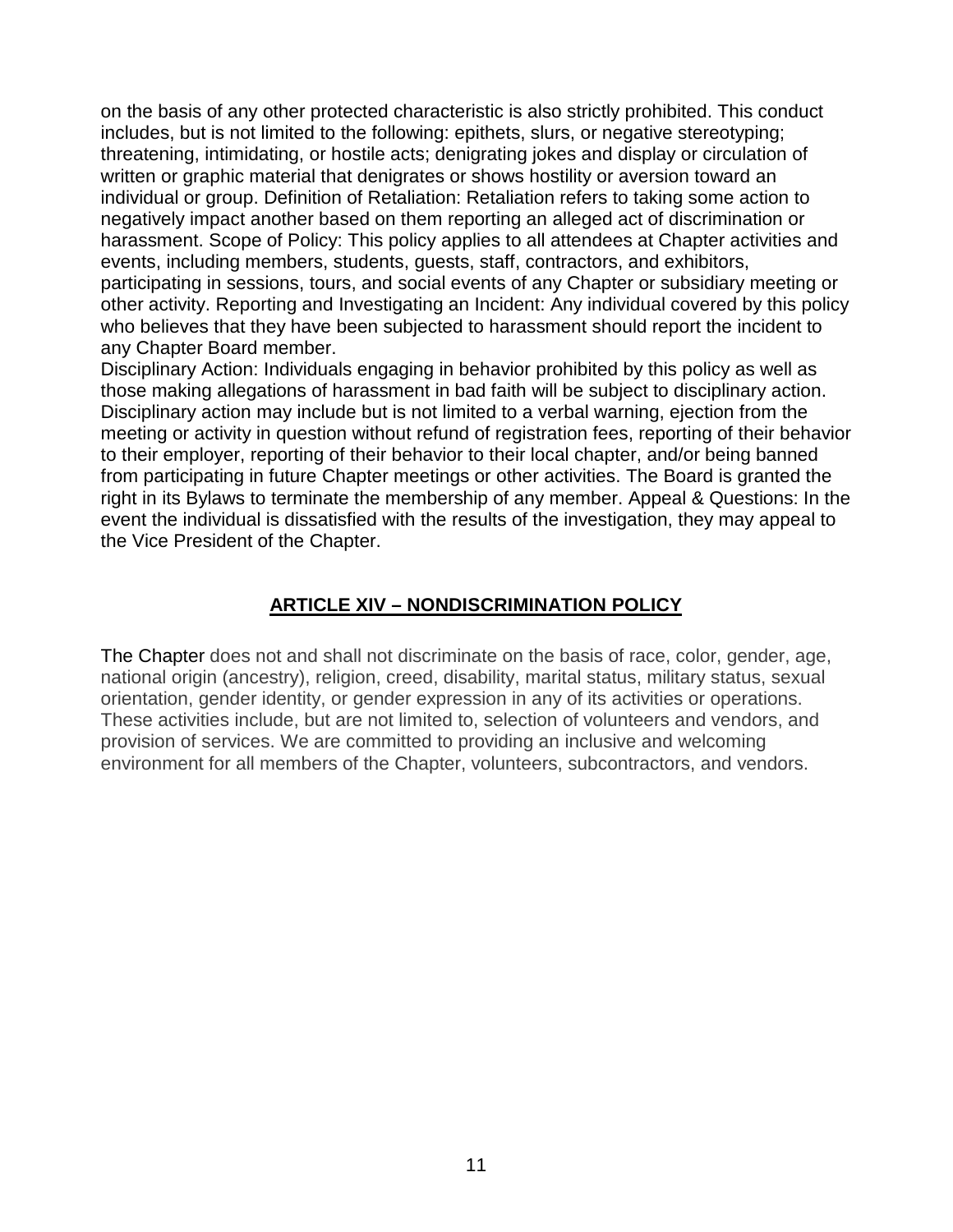on the basis of any other protected characteristic is also strictly prohibited. This conduct includes, but is not limited to the following: epithets, slurs, or negative stereotyping; threatening, intimidating, or hostile acts; denigrating jokes and display or circulation of written or graphic material that denigrates or shows hostility or aversion toward an individual or group. Definition of Retaliation: Retaliation refers to taking some action to negatively impact another based on them reporting an alleged act of discrimination or harassment. Scope of Policy: This policy applies to all attendees at Chapter activities and events, including members, students, guests, staff, contractors, and exhibitors, participating in sessions, tours, and social events of any Chapter or subsidiary meeting or other activity. Reporting and Investigating an Incident: Any individual covered by this policy who believes that they have been subjected to harassment should report the incident to any Chapter Board member.
Disciplinary Action: Individuals engaging in behavior prohibited by this policy as well as those making allegations of harassment in bad faith will be subject to disciplinary action. Disciplinary action may include but is not limited to a verbal warning, ejection from the meeting or activity in question without refund of registration fees, reporting of their behavior to their employer, reporting of their behavior to their local chapter, and/or being banned from participating in future Chapter meetings or other activities. The Board is granted the right in its Bylaws to terminate the membership of any member. Appeal & Questions: In the event the individual is dissatisfied with the results of the investigation, they may appeal to the Vice President of the Chapter.

## ARTICLE XIV – NONDISCRIMINATION POLICY

The Chapter does not and shall not discriminate on the basis of race, color, gender, age, national origin (ancestry), religion, creed, disability, marital status, military status, sexual orientation, gender identity, or gender expression in any of its activities or operations. These activities include, but are not limited to, selection of volunteers and vendors, and provision of services. We are committed to providing an inclusive and welcoming environment for all members of the Chapter, volunteers, subcontractors, and vendors.